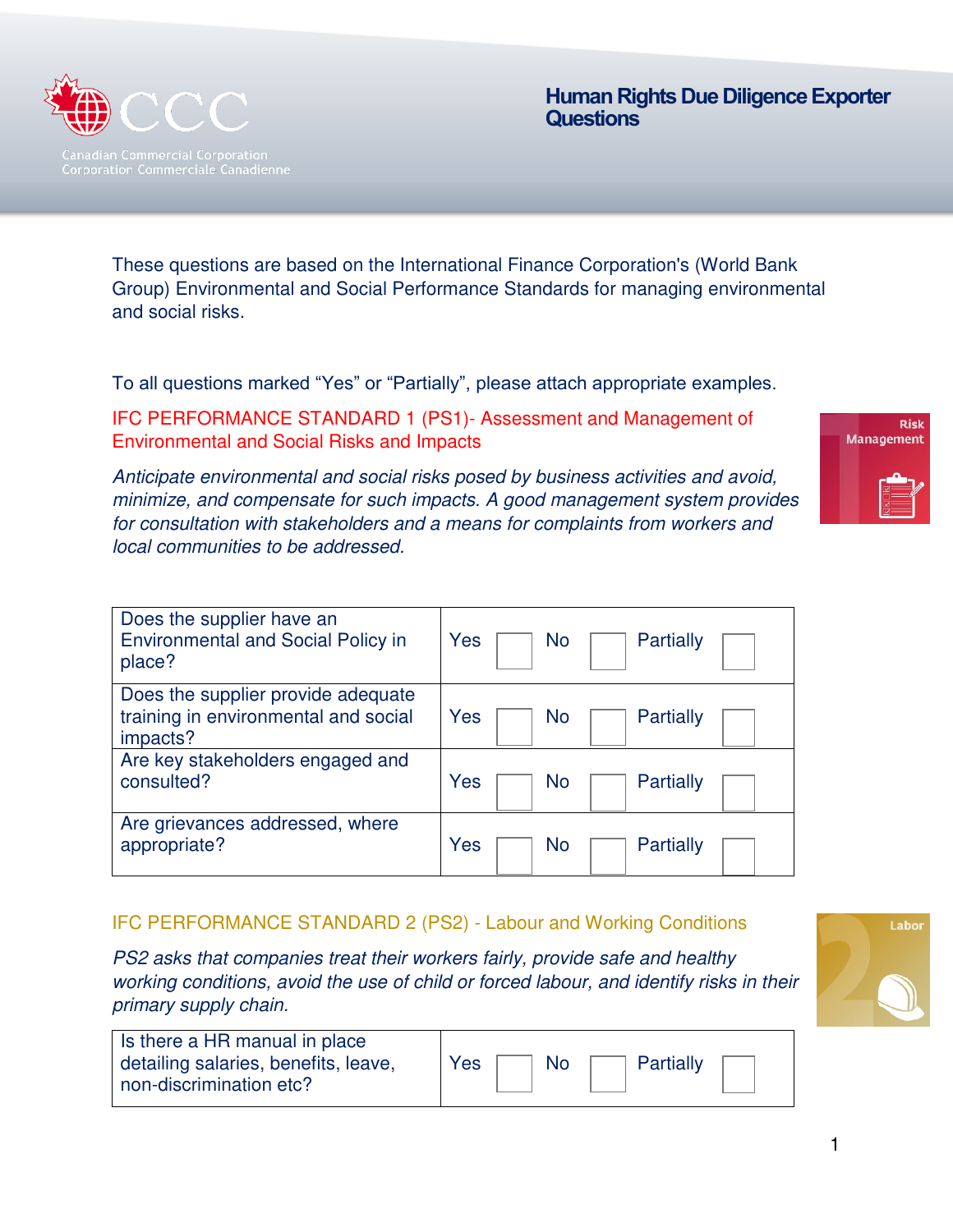# Human Rights Due Diligence Exporter Questions

These questions are based on the International Finance Corporation's (World Bank Group) Environmental and Social Performance Standards for managing environmental and social risks.

To all questions marked "Yes" or "Partially", please attach appropriate examples.

## IFC PERFORMANCE STANDARD 1 (PS1)- Assessment and Management of Environmental and Social Risks and Impacts

*Anticipate environmental and social risks posed by business activities and avoid, minimize, and compensate for such impacts. A good management system provides for consultation with stakeholders and a means for complaints from workers and local communities to be addressed.*

| Question | Yes | No | Partially |
|---|---|---|---|
| Does the supplier have an Environmental and Social Policy in place? | ☐ | ☐ | ☐ |
| Does the supplier provide adequate training in environmental and social impacts? | ☐ | ☐ | ☐ |
| Are key stakeholders engaged and consulted? | ☐ | ☐ | ☐ |
| Are grievances addressed, where appropriate? | ☐ | ☐ | ☐ |

## IFC PERFORMANCE STANDARD 2 (PS2) - Labour and Working Conditions

*PS2 asks that companies treat their workers fairly, provide safe and healthy working conditions, avoid the use of child or forced labour, and identify risks in their primary supply chain.*

| Question | Yes | No | Partially |
|---|---|---|---|
| Is there a HR manual in place detailing salaries, benefits, leave, non-discrimination etc? | ☐ | ☐ | ☐ |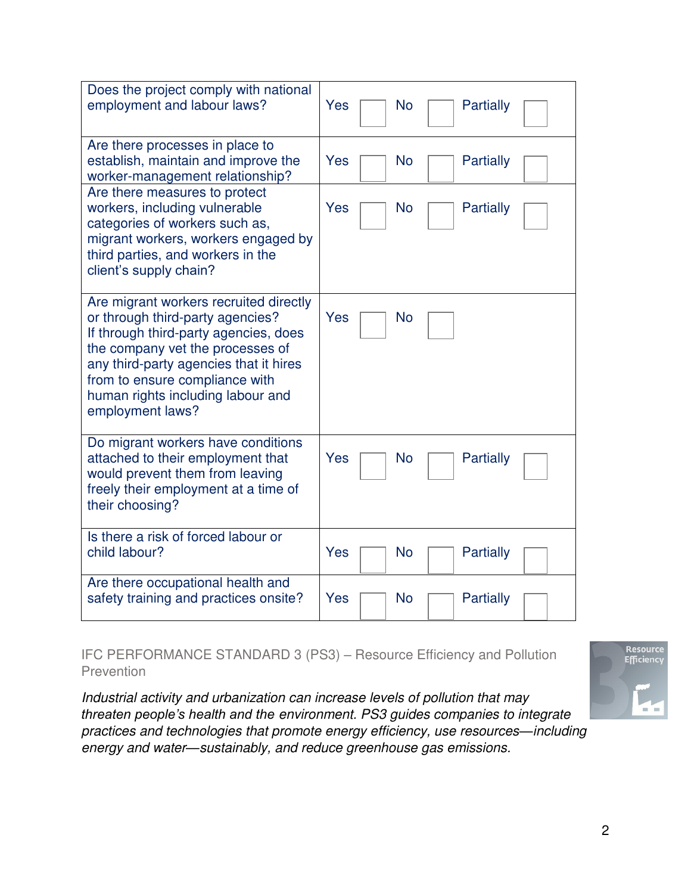| | |
|---|---|
| Does the project comply with national employment and labour laws? | Yes ☐ No ☐ Partially ☐ |
| Are there processes in place to establish, maintain and improve the worker-management relationship? | Yes ☐ No ☐ Partially ☐ |
| Are there measures to protect workers, including vulnerable categories of workers such as, migrant workers, workers engaged by third parties, and workers in the client's supply chain? | Yes ☐ No ☐ Partially ☐ |
| Are migrant workers recruited directly or through third-party agencies? If through third-party agencies, does the company vet the processes of any third-party agencies that it hires from to ensure compliance with human rights including labour and employment laws? | Yes ☐ No ☐ |
| Do migrant workers have conditions attached to their employment that would prevent them from leaving freely their employment at a time of their choosing? | Yes ☐ No ☐ Partially ☐ |
| Is there a risk of forced labour or child labour? | Yes ☐ No ☐ Partially ☐ |
| Are there occupational health and safety training and practices onsite? | Yes ☐ No ☐ Partially ☐ |

## IFC PERFORMANCE STANDARD 3 (PS3) – Resource Efficiency and Pollution Prevention

*Industrial activity and urbanization can increase levels of pollution that may threaten people's health and the environment. PS3 guides companies to integrate practices and technologies that promote energy efficiency, use resources—including energy and water—sustainably, and reduce greenhouse gas emissions.*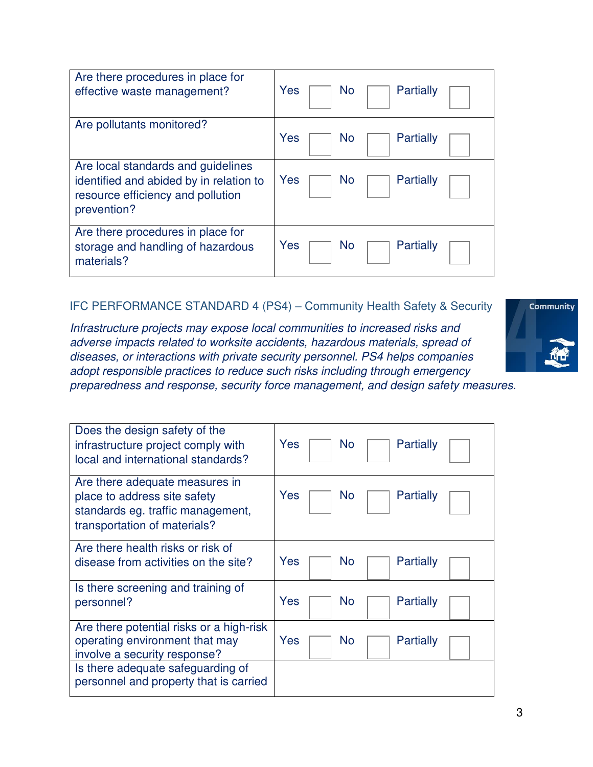| Are there procedures in place for effective waste management? | Yes ☐ No ☐ Partially ☐ |
|---|---|
| Are pollutants monitored? | Yes ☐ No ☐ Partially ☐ |
| Are local standards and guidelines identified and abided by in relation to resource efficiency and pollution prevention? | Yes ☐ No ☐ Partially ☐ |
| Are there procedures in place for storage and handling of hazardous materials? | Yes ☐ No ☐ Partially ☐ |

## IFC PERFORMANCE STANDARD 4 (PS4) – Community Health Safety & Security

*Infrastructure projects may expose local communities to increased risks and adverse impacts related to worksite accidents, hazardous materials, spread of diseases, or interactions with private security personnel. PS4 helps companies adopt responsible practices to reduce such risks including through emergency preparedness and response, security force management, and design safety measures.*

| Does the design safety of the infrastructure project comply with local and international standards? | Yes ☐ No ☐ Partially ☐ |
|---|---|
| Are there adequate measures in place to address site safety standards eg. traffic management, transportation of materials? | Yes ☐ No ☐ Partially ☐ |
| Are there health risks or risk of disease from activities on the site? | Yes ☐ No ☐ Partially ☐ |
| Is there screening and training of personnel? | Yes ☐ No ☐ Partially ☐ |
| Are there potential risks or a high-risk operating environment that may involve a security response? | Yes ☐ No ☐ Partially ☐ |
| Is there adequate safeguarding of personnel and property that is carried | |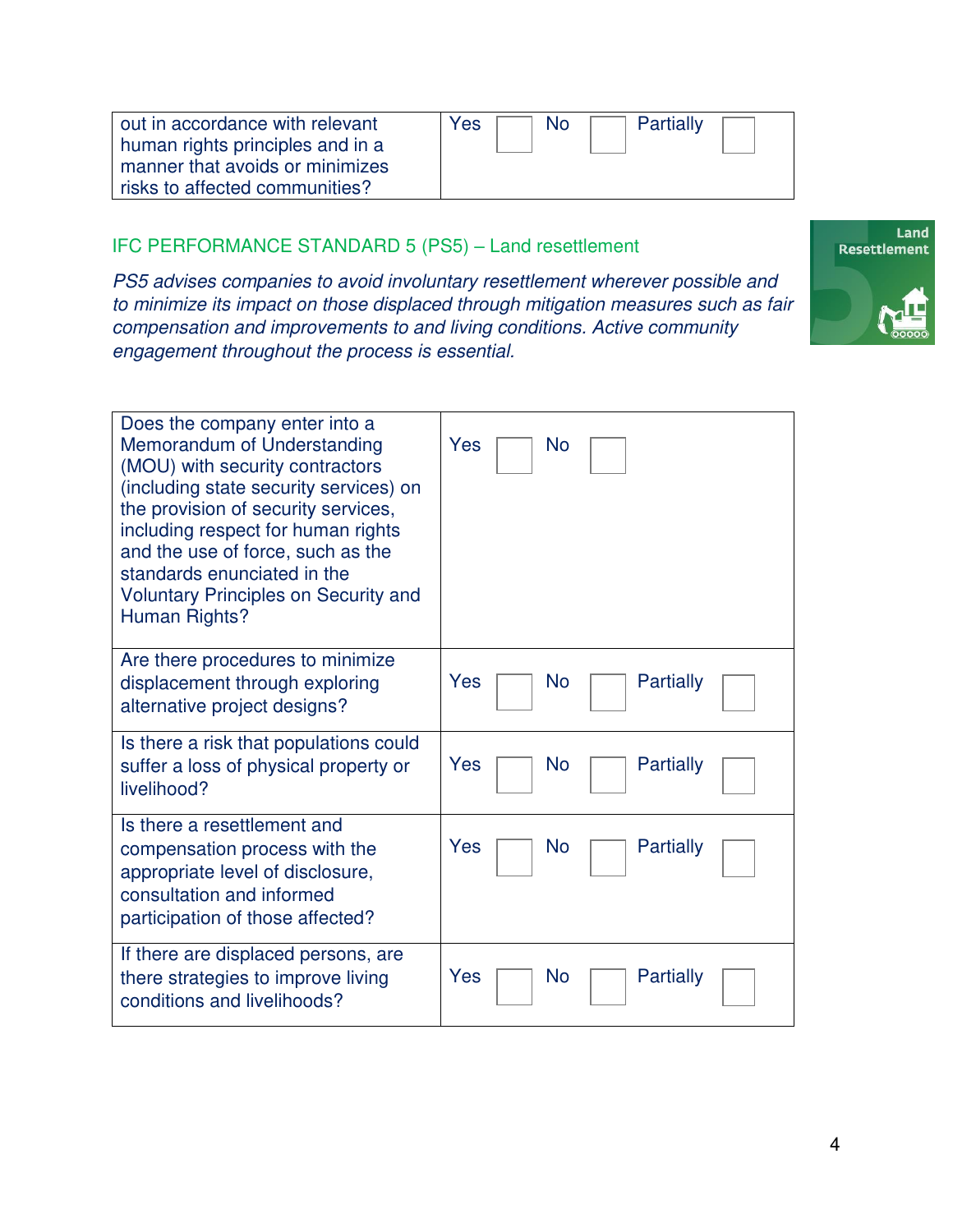| | |
|---|---|
| out in accordance with relevant human rights principles and in a manner that avoids or minimizes risks to affected communities? | Yes ☐ No ☐ Partially ☐ |

## IFC PERFORMANCE STANDARD 5 (PS5) – Land resettlement

*PS5 advises companies to avoid involuntary resettlement wherever possible and to minimize its impact on those displaced through mitigation measures such as fair compensation and improvements to and living conditions. Active community engagement throughout the process is essential.*

| | |
|---|---|
| Does the company enter into a Memorandum of Understanding (MOU) with security contractors (including state security services) on the provision of security services, including respect for human rights and the use of force, such as the standards enunciated in the Voluntary Principles on Security and Human Rights? | Yes ☐ No ☐ |
| Are there procedures to minimize displacement through exploring alternative project designs? | Yes ☐ No ☐ Partially ☐ |
| Is there a risk that populations could suffer a loss of physical property or livelihood? | Yes ☐ No ☐ Partially ☐ |
| Is there a resettlement and compensation process with the appropriate level of disclosure, consultation and informed participation of those affected? | Yes ☐ No ☐ Partially ☐ |
| If there are displaced persons, are there strategies to improve living conditions and livelihoods? | Yes ☐ No ☐ Partially ☐ |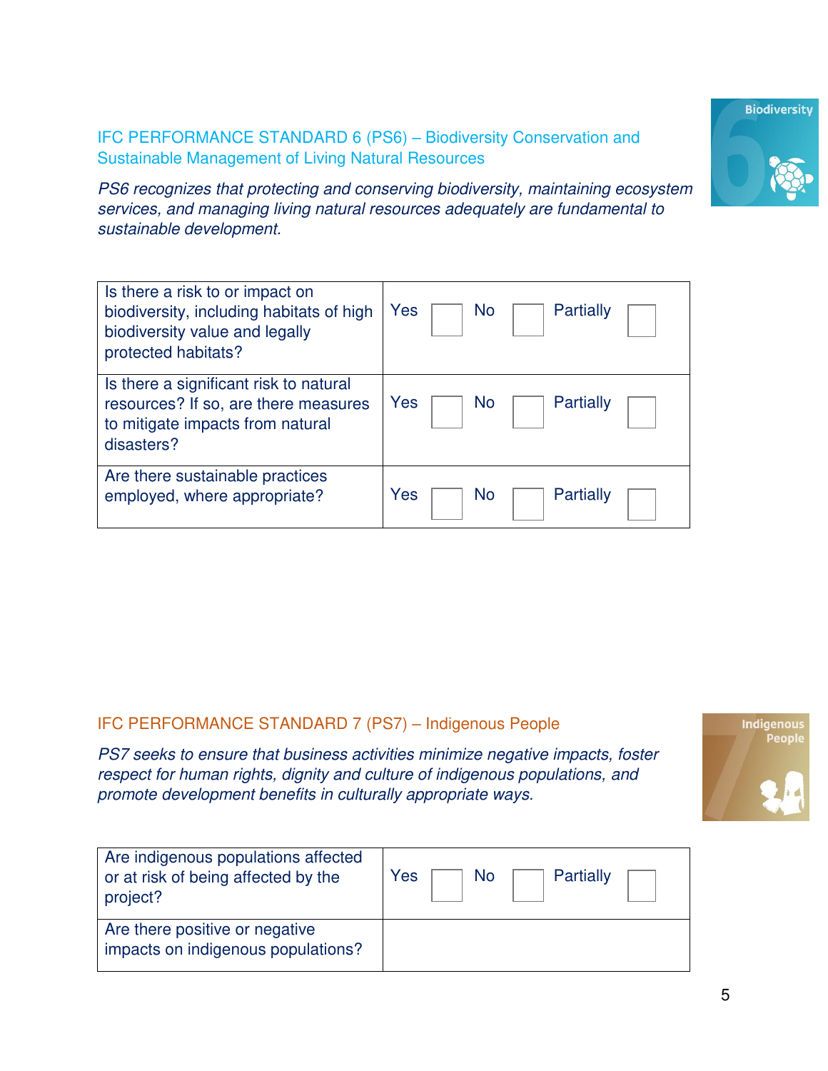## IFC PERFORMANCE STANDARD 6 (PS6) – Biodiversity Conservation and Sustainable Management of Living Natural Resources

*PS6 recognizes that protecting and conserving biodiversity, maintaining ecosystem services, and managing living natural resources adequately are fundamental to sustainable development.*

| Question | Response |
| --- | --- |
| Is there a risk to or impact on biodiversity, including habitats of high biodiversity value and legally protected habitats? | Yes ☐ No ☐ Partially ☐ |
| Is there a significant risk to natural resources? If so, are there measures to mitigate impacts from natural disasters? | Yes ☐ No ☐ Partially ☐ |
| Are there sustainable practices employed, where appropriate? | Yes ☐ No ☐ Partially ☐ |

## IFC PERFORMANCE STANDARD 7 (PS7) – Indigenous People

*PS7 seeks to ensure that business activities minimize negative impacts, foster respect for human rights, dignity and culture of indigenous populations, and promote development benefits in culturally appropriate ways.*

| Question | Response |
| --- | --- |
| Are indigenous populations affected or at risk of being affected by the project? | Yes ☐ No ☐ Partially ☐ |
| Are there positive or negative impacts on indigenous populations? | |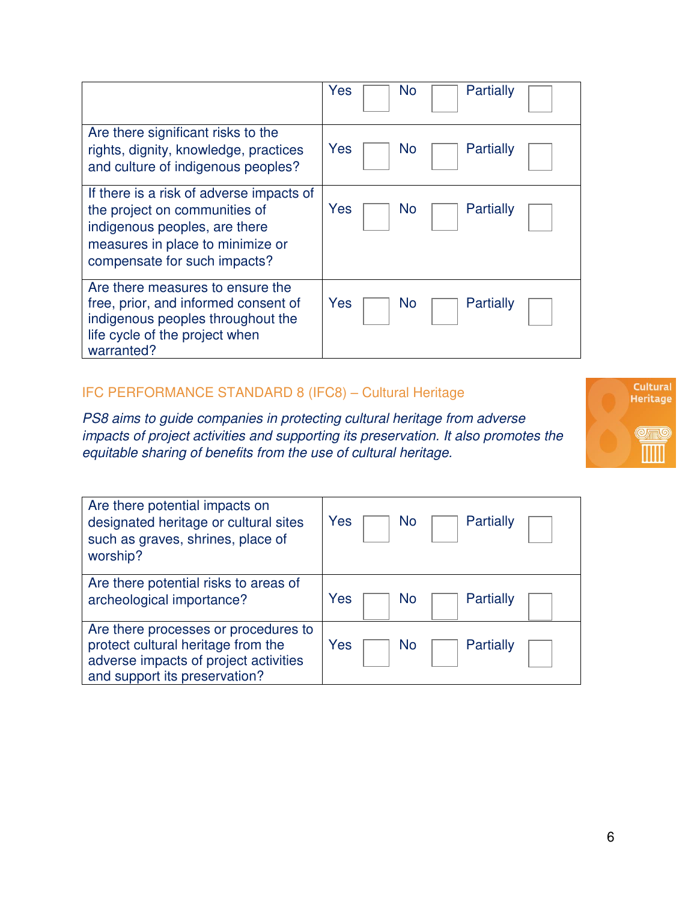| | Yes ☐ | No ☐ | Partially ☐ |
|---|---|---|---|
| Are there significant risks to the rights, dignity, knowledge, practices and culture of indigenous peoples? | Yes ☐ | No ☐ | Partially ☐ |
| If there is a risk of adverse impacts of the project on communities of indigenous peoples, are there measures in place to minimize or compensate for such impacts? | Yes ☐ | No ☐ | Partially ☐ |
| Are there measures to ensure the free, prior, and informed consent of indigenous peoples throughout the life cycle of the project when warranted? | Yes ☐ | No ☐ | Partially ☐ |

## IFC PERFORMANCE STANDARD 8 (IFC8) – Cultural Heritage

*PS8 aims to guide companies in protecting cultural heritage from adverse impacts of project activities and supporting its preservation. It also promotes the equitable sharing of benefits from the use of cultural heritage.*

| Question | Yes | No | Partially |
|---|---|---|---|
| Are there potential impacts on designated heritage or cultural sites such as graves, shrines, place of worship? | Yes ☐ | No ☐ | Partially ☐ |
| Are there potential risks to areas of archeological importance? | Yes ☐ | No ☐ | Partially ☐ |
| Are there processes or procedures to protect cultural heritage from the adverse impacts of project activities and support its preservation? | Yes ☐ | No ☐ | Partially ☐ |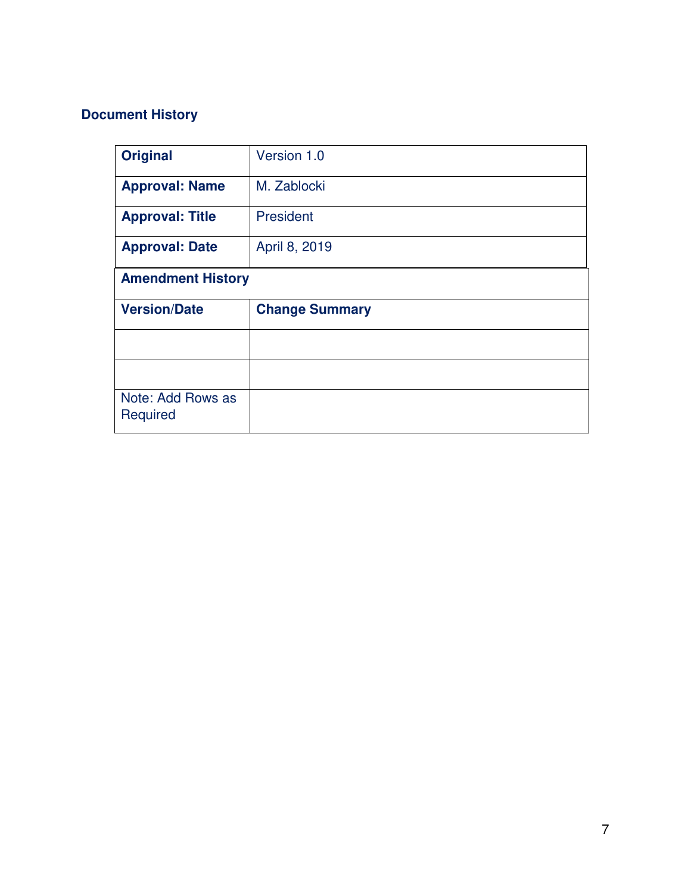### Document History

| | |
|---|---|
| **Original** | Version 1.0 |
| **Approval: Name** | M. Zablocki |
| **Approval: Title** | President |
| **Approval: Date** | April 8, 2019 |
| **Amendment History** | |
| **Version/Date** | **Change Summary** |
| | |
| | |
| Note: Add Rows as Required | |